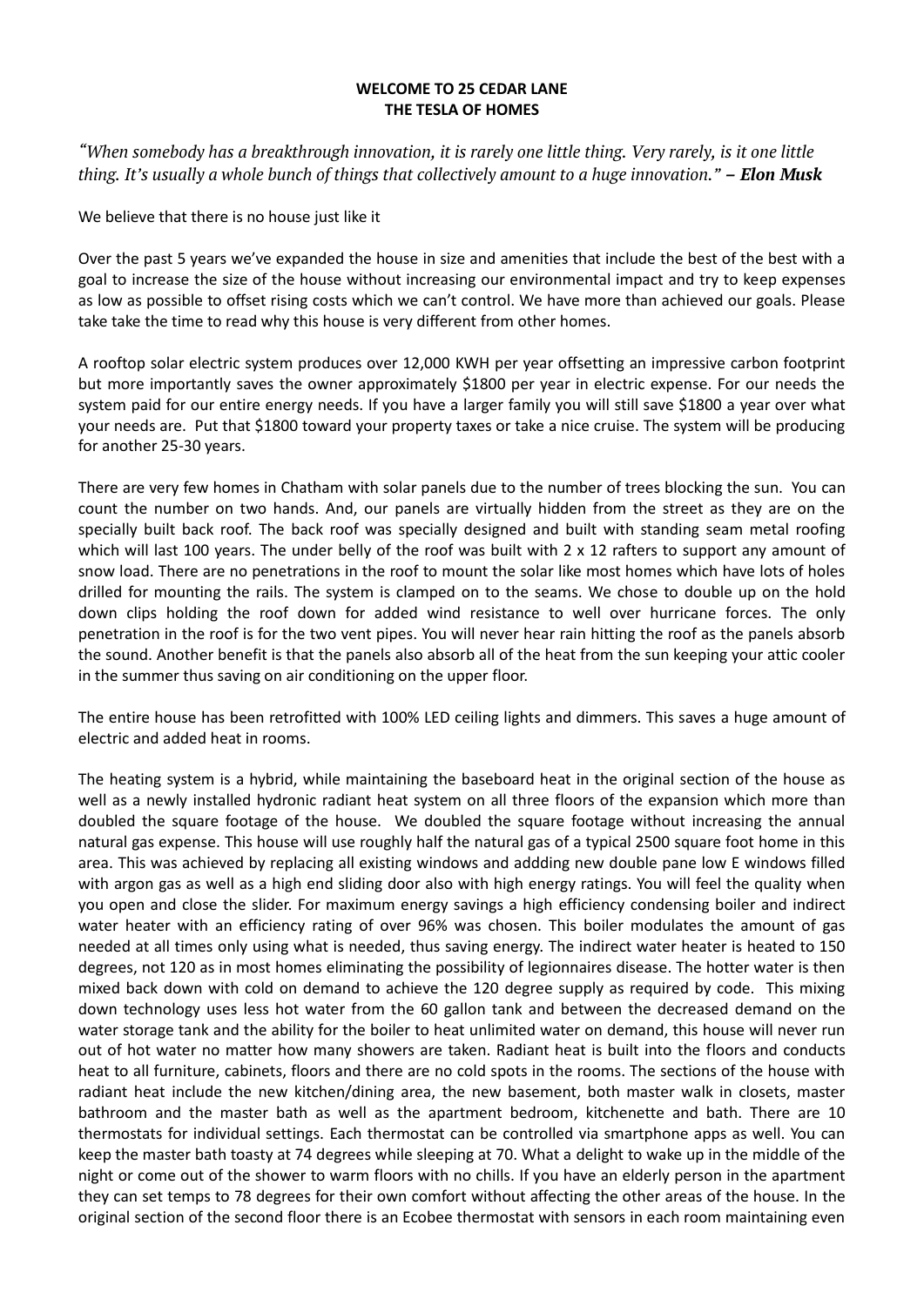**WELCOME TO 25 CEDAR LANE**
**THE TESLA OF HOMES**

*"When somebody has a breakthrough innovation, it is rarely one little thing. Very rarely, is it one little thing. It's usually a whole bunch of things that collectively amount to a huge innovation." –* ***Elon Musk***

We believe that there is no house just like it

Over the past 5 years we've expanded the house in size and amenities that include the best of the best with a goal to increase the size of the house without increasing our environmental impact and try to keep expenses as low as possible to offset rising costs which we can't control. We have more than achieved our goals. Please take take the time to read why this house is very different from other homes.

A rooftop solar electric system produces over 12,000 KWH per year offsetting an impressive carbon footprint but more importantly saves the owner approximately $1800 per year in electric expense. For our needs the system paid for our entire energy needs. If you have a larger family you will still save $1800 a year over what your needs are. Put that $1800 toward your property taxes or take a nice cruise. The system will be producing for another 25-30 years.

There are very few homes in Chatham with solar panels due to the number of trees blocking the sun. You can count the number on two hands. And, our panels are virtually hidden from the street as they are on the specially built back roof. The back roof was specially designed and built with standing seam metal roofing which will last 100 years. The under belly of the roof was built with 2 x 12 rafters to support any amount of snow load. There are no penetrations in the roof to mount the solar like most homes which have lots of holes drilled for mounting the rails. The system is clamped on to the seams. We chose to double up on the hold down clips holding the roof down for added wind resistance to well over hurricane forces. The only penetration in the roof is for the two vent pipes. You will never hear rain hitting the roof as the panels absorb the sound. Another benefit is that the panels also absorb all of the heat from the sun keeping your attic cooler in the summer thus saving on air conditioning on the upper floor.

The entire house has been retrofitted with 100% LED ceiling lights and dimmers. This saves a huge amount of electric and added heat in rooms.

The heating system is a hybrid, while maintaining the baseboard heat in the original section of the house as well as a newly installed hydronic radiant heat system on all three floors of the expansion which more than doubled the square footage of the house. We doubled the square footage without increasing the annual natural gas expense. This house will use roughly half the natural gas of a typical 2500 square foot home in this area. This was achieved by replacing all existing windows and addding new double pane low E windows filled with argon gas as well as a high end sliding door also with high energy ratings. You will feel the quality when you open and close the slider. For maximum energy savings a high efficiency condensing boiler and indirect water heater with an efficiency rating of over 96% was chosen. This boiler modulates the amount of gas needed at all times only using what is needed, thus saving energy. The indirect water heater is heated to 150 degrees, not 120 as in most homes eliminating the possibility of legionnaires disease. The hotter water is then mixed back down with cold on demand to achieve the 120 degree supply as required by code. This mixing down technology uses less hot water from the 60 gallon tank and between the decreased demand on the water storage tank and the ability for the boiler to heat unlimited water on demand, this house will never run out of hot water no matter how many showers are taken. Radiant heat is built into the floors and conducts heat to all furniture, cabinets, floors and there are no cold spots in the rooms. The sections of the house with radiant heat include the new kitchen/dining area, the new basement, both master walk in closets, master bathroom and the master bath as well as the apartment bedroom, kitchenette and bath. There are 10 thermostats for individual settings. Each thermostat can be controlled via smartphone apps as well. You can keep the master bath toasty at 74 degrees while sleeping at 70. What a delight to wake up in the middle of the night or come out of the shower to warm floors with no chills. If you have an elderly person in the apartment they can set temps to 78 degrees for their own comfort without affecting the other areas of the house. In the original section of the second floor there is an Ecobee thermostat with sensors in each room maintaining even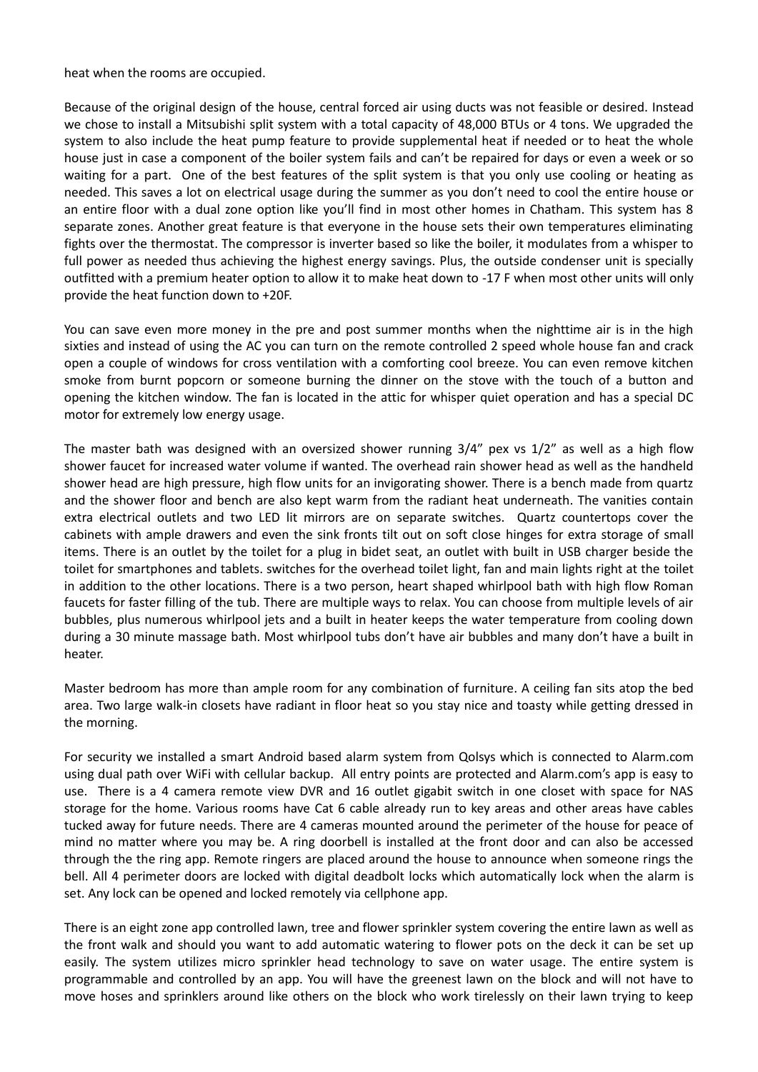heat when the rooms are occupied.

Because of the original design of the house, central forced air using ducts was not feasible or desired. Instead we chose to install a Mitsubishi split system with a total capacity of 48,000 BTUs or 4 tons. We upgraded the system to also include the heat pump feature to provide supplemental heat if needed or to heat the whole house just in case a component of the boiler system fails and can't be repaired for days or even a week or so waiting for a part. One of the best features of the split system is that you only use cooling or heating as needed. This saves a lot on electrical usage during the summer as you don't need to cool the entire house or an entire floor with a dual zone option like you'll find in most other homes in Chatham. This system has 8 separate zones. Another great feature is that everyone in the house sets their own temperatures eliminating fights over the thermostat. The compressor is inverter based so like the boiler, it modulates from a whisper to full power as needed thus achieving the highest energy savings. Plus, the outside condenser unit is specially outfitted with a premium heater option to allow it to make heat down to -17 F when most other units will only provide the heat function down to +20F.

You can save even more money in the pre and post summer months when the nighttime air is in the high sixties and instead of using the AC you can turn on the remote controlled 2 speed whole house fan and crack open a couple of windows for cross ventilation with a comforting cool breeze. You can even remove kitchen smoke from burnt popcorn or someone burning the dinner on the stove with the touch of a button and opening the kitchen window. The fan is located in the attic for whisper quiet operation and has a special DC motor for extremely low energy usage.

The master bath was designed with an oversized shower running 3/4" pex vs 1/2" as well as a high flow shower faucet for increased water volume if wanted. The overhead rain shower head as well as the handheld shower head are high pressure, high flow units for an invigorating shower. There is a bench made from quartz and the shower floor and bench are also kept warm from the radiant heat underneath. The vanities contain extra electrical outlets and two LED lit mirrors are on separate switches. Quartz countertops cover the cabinets with ample drawers and even the sink fronts tilt out on soft close hinges for extra storage of small items. There is an outlet by the toilet for a plug in bidet seat, an outlet with built in USB charger beside the toilet for smartphones and tablets. switches for the overhead toilet light, fan and main lights right at the toilet in addition to the other locations. There is a two person, heart shaped whirlpool bath with high flow Roman faucets for faster filling of the tub. There are multiple ways to relax. You can choose from multiple levels of air bubbles, plus numerous whirlpool jets and a built in heater keeps the water temperature from cooling down during a 30 minute massage bath. Most whirlpool tubs don't have air bubbles and many don't have a built in heater.

Master bedroom has more than ample room for any combination of furniture. A ceiling fan sits atop the bed area. Two large walk-in closets have radiant in floor heat so you stay nice and toasty while getting dressed in the morning.

For security we installed a smart Android based alarm system from Qolsys which is connected to Alarm.com using dual path over WiFi with cellular backup. All entry points are protected and Alarm.com's app is easy to use. There is a 4 camera remote view DVR and 16 outlet gigabit switch in one closet with space for NAS storage for the home. Various rooms have Cat 6 cable already run to key areas and other areas have cables tucked away for future needs. There are 4 cameras mounted around the perimeter of the house for peace of mind no matter where you may be. A ring doorbell is installed at the front door and can also be accessed through the the ring app. Remote ringers are placed around the house to announce when someone rings the bell. All 4 perimeter doors are locked with digital deadbolt locks which automatically lock when the alarm is set. Any lock can be opened and locked remotely via cellphone app.

There is an eight zone app controlled lawn, tree and flower sprinkler system covering the entire lawn as well as the front walk and should you want to add automatic watering to flower pots on the deck it can be set up easily. The system utilizes micro sprinkler head technology to save on water usage. The entire system is programmable and controlled by an app. You will have the greenest lawn on the block and will not have to move hoses and sprinklers around like others on the block who work tirelessly on their lawn trying to keep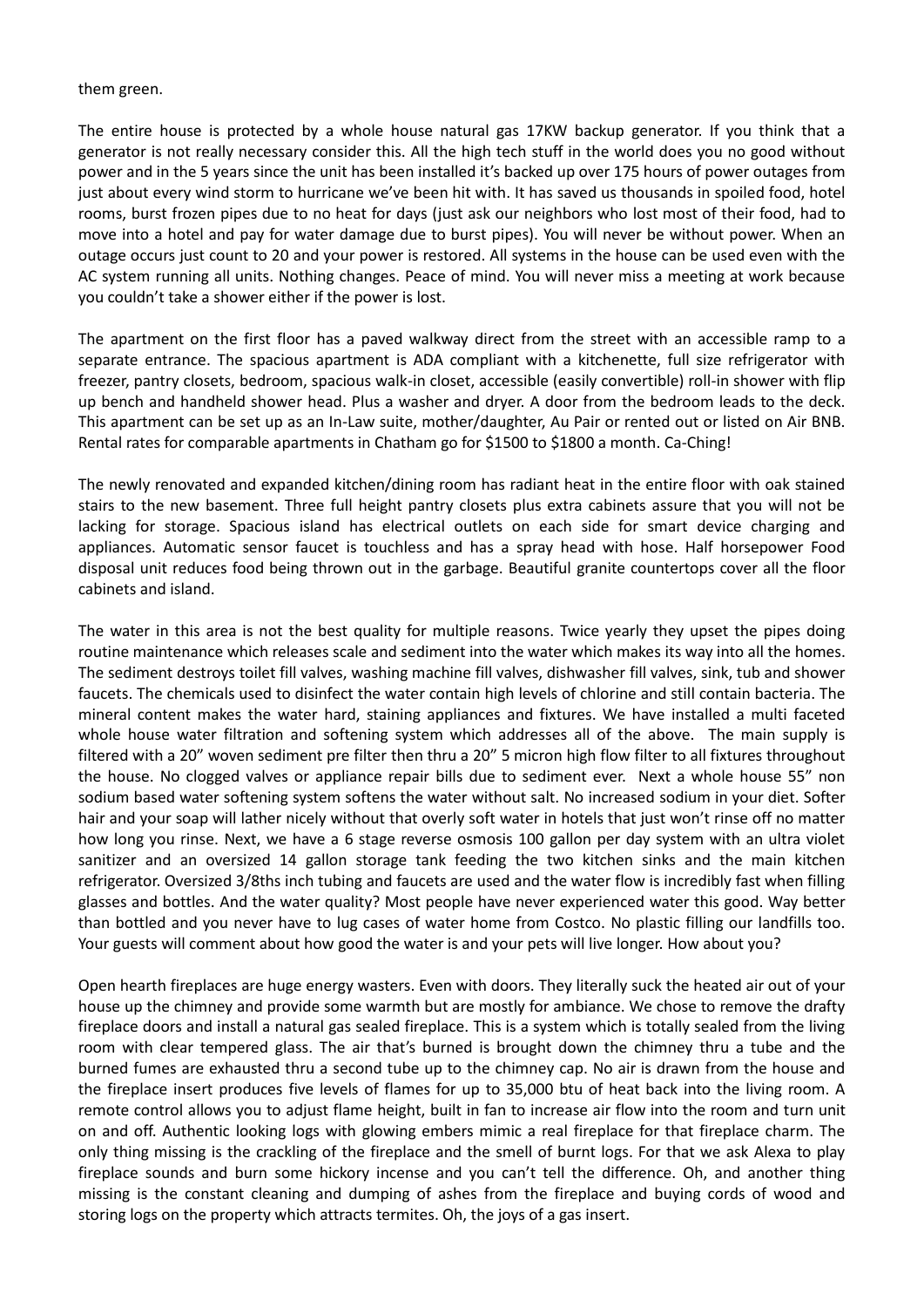them green.

The entire house is protected by a whole house natural gas 17KW backup generator. If you think that a generator is not really necessary consider this. All the high tech stuff in the world does you no good without power and in the 5 years since the unit has been installed it's backed up over 175 hours of power outages from just about every wind storm to hurricane we've been hit with. It has saved us thousands in spoiled food, hotel rooms, burst frozen pipes due to no heat for days (just ask our neighbors who lost most of their food, had to move into a hotel and pay for water damage due to burst pipes). You will never be without power. When an outage occurs just count to 20 and your power is restored. All systems in the house can be used even with the AC system running all units. Nothing changes. Peace of mind. You will never miss a meeting at work because you couldn't take a shower either if the power is lost.

The apartment on the first floor has a paved walkway direct from the street with an accessible ramp to a separate entrance. The spacious apartment is ADA compliant with a kitchenette, full size refrigerator with freezer, pantry closets, bedroom, spacious walk-in closet, accessible (easily convertible) roll-in shower with flip up bench and handheld shower head. Plus a washer and dryer. A door from the bedroom leads to the deck. This apartment can be set up as an In-Law suite, mother/daughter, Au Pair or rented out or listed on Air BNB. Rental rates for comparable apartments in Chatham go for $1500 to $1800 a month. Ca-Ching!

The newly renovated and expanded kitchen/dining room has radiant heat in the entire floor with oak stained stairs to the new basement. Three full height pantry closets plus extra cabinets assure that you will not be lacking for storage. Spacious island has electrical outlets on each side for smart device charging and appliances. Automatic sensor faucet is touchless and has a spray head with hose. Half horsepower Food disposal unit reduces food being thrown out in the garbage. Beautiful granite countertops cover all the floor cabinets and island.

The water in this area is not the best quality for multiple reasons. Twice yearly they upset the pipes doing routine maintenance which releases scale and sediment into the water which makes its way into all the homes. The sediment destroys toilet fill valves, washing machine fill valves, dishwasher fill valves, sink, tub and shower faucets. The chemicals used to disinfect the water contain high levels of chlorine and still contain bacteria. The mineral content makes the water hard, staining appliances and fixtures. We have installed a multi faceted whole house water filtration and softening system which addresses all of the above. The main supply is filtered with a 20" woven sediment pre filter then thru a 20" 5 micron high flow filter to all fixtures throughout the house. No clogged valves or appliance repair bills due to sediment ever. Next a whole house 55" non sodium based water softening system softens the water without salt. No increased sodium in your diet. Softer hair and your soap will lather nicely without that overly soft water in hotels that just won't rinse off no matter how long you rinse. Next, we have a 6 stage reverse osmosis 100 gallon per day system with an ultra violet sanitizer and an oversized 14 gallon storage tank feeding the two kitchen sinks and the main kitchen refrigerator. Oversized 3/8ths inch tubing and faucets are used and the water flow is incredibly fast when filling glasses and bottles. And the water quality? Most people have never experienced water this good. Way better than bottled and you never have to lug cases of water home from Costco. No plastic filling our landfills too. Your guests will comment about how good the water is and your pets will live longer. How about you?

Open hearth fireplaces are huge energy wasters. Even with doors. They literally suck the heated air out of your house up the chimney and provide some warmth but are mostly for ambiance. We chose to remove the drafty fireplace doors and install a natural gas sealed fireplace. This is a system which is totally sealed from the living room with clear tempered glass. The air that's burned is brought down the chimney thru a tube and the burned fumes are exhausted thru a second tube up to the chimney cap. No air is drawn from the house and the fireplace insert produces five levels of flames for up to 35,000 btu of heat back into the living room. A remote control allows you to adjust flame height, built in fan to increase air flow into the room and turn unit on and off. Authentic looking logs with glowing embers mimic a real fireplace for that fireplace charm. The only thing missing is the crackling of the fireplace and the smell of burnt logs. For that we ask Alexa to play fireplace sounds and burn some hickory incense and you can't tell the difference. Oh, and another thing missing is the constant cleaning and dumping of ashes from the fireplace and buying cords of wood and storing logs on the property which attracts termites. Oh, the joys of a gas insert.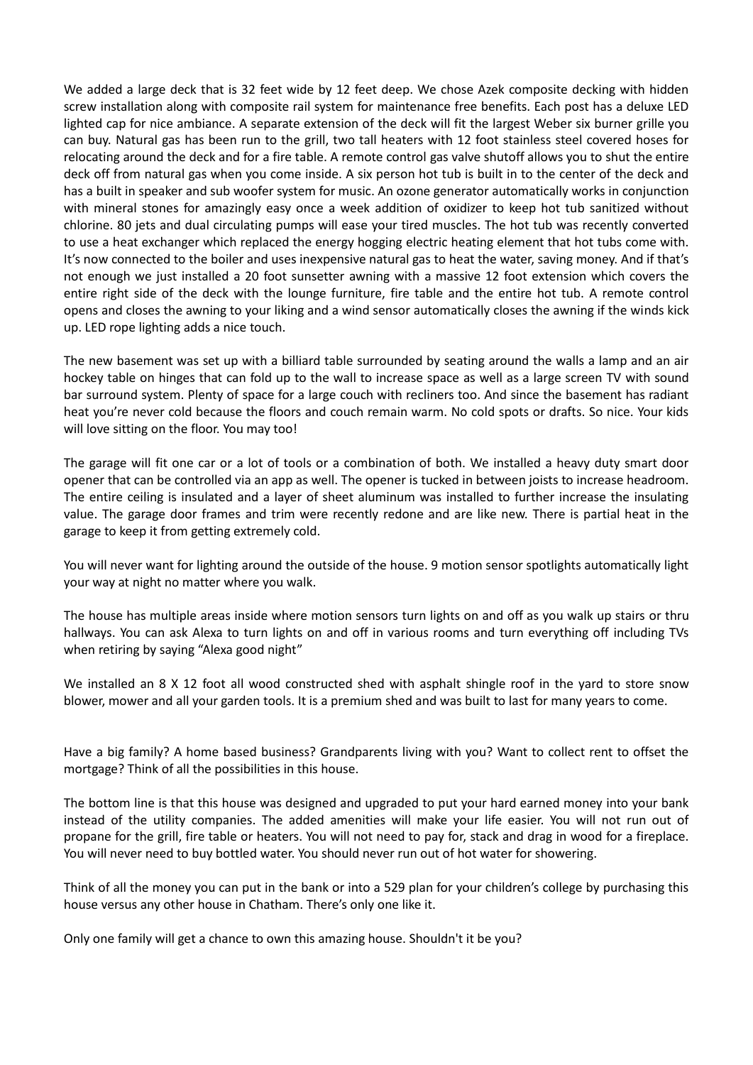We added a large deck that is 32 feet wide by 12 feet deep. We chose Azek composite decking with hidden screw installation along with composite rail system for maintenance free benefits. Each post has a deluxe LED lighted cap for nice ambiance. A separate extension of the deck will fit the largest Weber six burner grille you can buy. Natural gas has been run to the grill, two tall heaters with 12 foot stainless steel covered hoses for relocating around the deck and for a fire table. A remote control gas valve shutoff allows you to shut the entire deck off from natural gas when you come inside. A six person hot tub is built in to the center of the deck and has a built in speaker and sub woofer system for music. An ozone generator automatically works in conjunction with mineral stones for amazingly easy once a week addition of oxidizer to keep hot tub sanitized without chlorine. 80 jets and dual circulating pumps will ease your tired muscles. The hot tub was recently converted to use a heat exchanger which replaced the energy hogging electric heating element that hot tubs come with. It's now connected to the boiler and uses inexpensive natural gas to heat the water, saving money. And if that's not enough we just installed a 20 foot sunsetter awning with a massive 12 foot extension which covers the entire right side of the deck with the lounge furniture, fire table and the entire hot tub. A remote control opens and closes the awning to your liking and a wind sensor automatically closes the awning if the winds kick up. LED rope lighting adds a nice touch.

The new basement was set up with a billiard table surrounded by seating around the walls a lamp and an air hockey table on hinges that can fold up to the wall to increase space as well as a large screen TV with sound bar surround system. Plenty of space for a large couch with recliners too. And since the basement has radiant heat you're never cold because the floors and couch remain warm. No cold spots or drafts. So nice. Your kids will love sitting on the floor. You may too!

The garage will fit one car or a lot of tools or a combination of both. We installed a heavy duty smart door opener that can be controlled via an app as well. The opener is tucked in between joists to increase headroom. The entire ceiling is insulated and a layer of sheet aluminum was installed to further increase the insulating value. The garage door frames and trim were recently redone and are like new. There is partial heat in the garage to keep it from getting extremely cold.

You will never want for lighting around the outside of the house. 9 motion sensor spotlights automatically light your way at night no matter where you walk.

The house has multiple areas inside where motion sensors turn lights on and off as you walk up stairs or thru hallways. You can ask Alexa to turn lights on and off in various rooms and turn everything off including TVs when retiring by saying "Alexa good night"

We installed an 8 X 12 foot all wood constructed shed with asphalt shingle roof in the yard to store snow blower, mower and all your garden tools. It is a premium shed and was built to last for many years to come.

Have a big family? A home based business? Grandparents living with you? Want to collect rent to offset the mortgage? Think of all the possibilities in this house.

The bottom line is that this house was designed and upgraded to put your hard earned money into your bank instead of the utility companies. The added amenities will make your life easier. You will not run out of propane for the grill, fire table or heaters. You will not need to pay for, stack and drag in wood for a fireplace. You will never need to buy bottled water. You should never run out of hot water for showering.

Think of all the money you can put in the bank or into a 529 plan for your children's college by purchasing this house versus any other house in Chatham. There's only one like it.

Only one family will get a chance to own this amazing house. Shouldn't it be you?